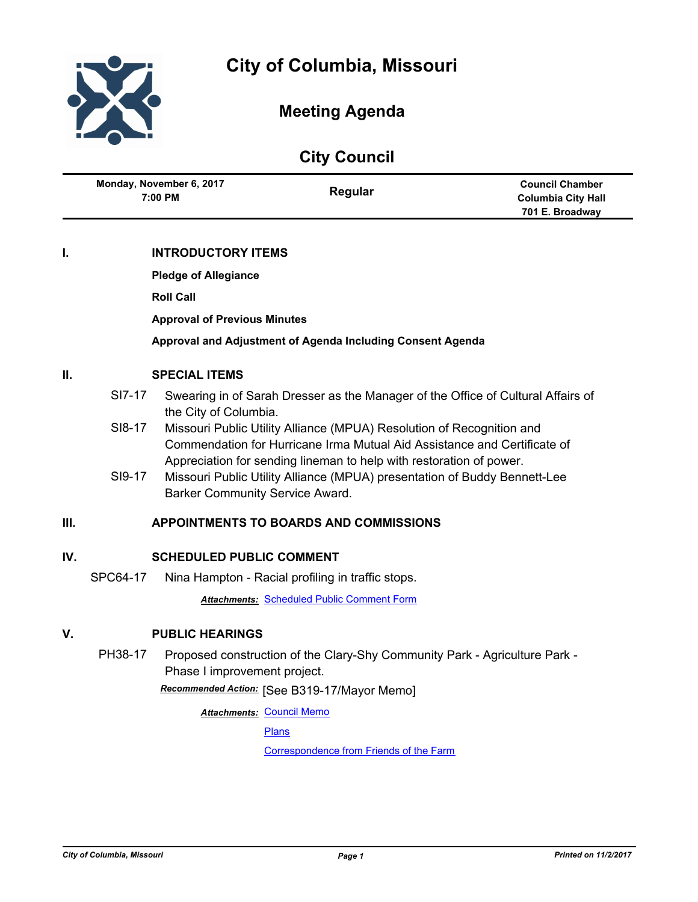# City of Columbia, Missouri

## Meeting Agenda

## City Council

| Monday, November 6, 2017 7:00 PM | Regular | Council Chamber Columbia City Hall 701 E. Broadway |
|---|---|---|

## I. INTRODUCTORY ITEMS

**Pledge of Allegiance**

**Roll Call**

**Approval of Previous Minutes**

**Approval and Adjustment of Agenda Including Consent Agenda**

## II. SPECIAL ITEMS

SI7-17 Swearing in of Sarah Dresser as the Manager of the Office of Cultural Affairs of the City of Columbia.

SI8-17 Missouri Public Utility Alliance (MPUA) Resolution of Recognition and Commendation for Hurricane Irma Mutual Aid Assistance and Certificate of Appreciation for sending lineman to help with restoration of power.

SI9-17 Missouri Public Utility Alliance (MPUA) presentation of Buddy Bennett-Lee Barker Community Service Award.

## III. APPOINTMENTS TO BOARDS AND COMMISSIONS

## IV. SCHEDULED PUBLIC COMMENT

SPC64-17 Nina Hampton - Racial profiling in traffic stops.

***Attachments:*** Scheduled Public Comment Form

## V. PUBLIC HEARINGS

PH38-17 Proposed construction of the Clary-Shy Community Park - Agriculture Park - Phase I improvement project.

***Recommended Action:*** [See B319-17/Mayor Memo]

***Attachments:*** Council Memo

Plans

Correspondence from Friends of the Farm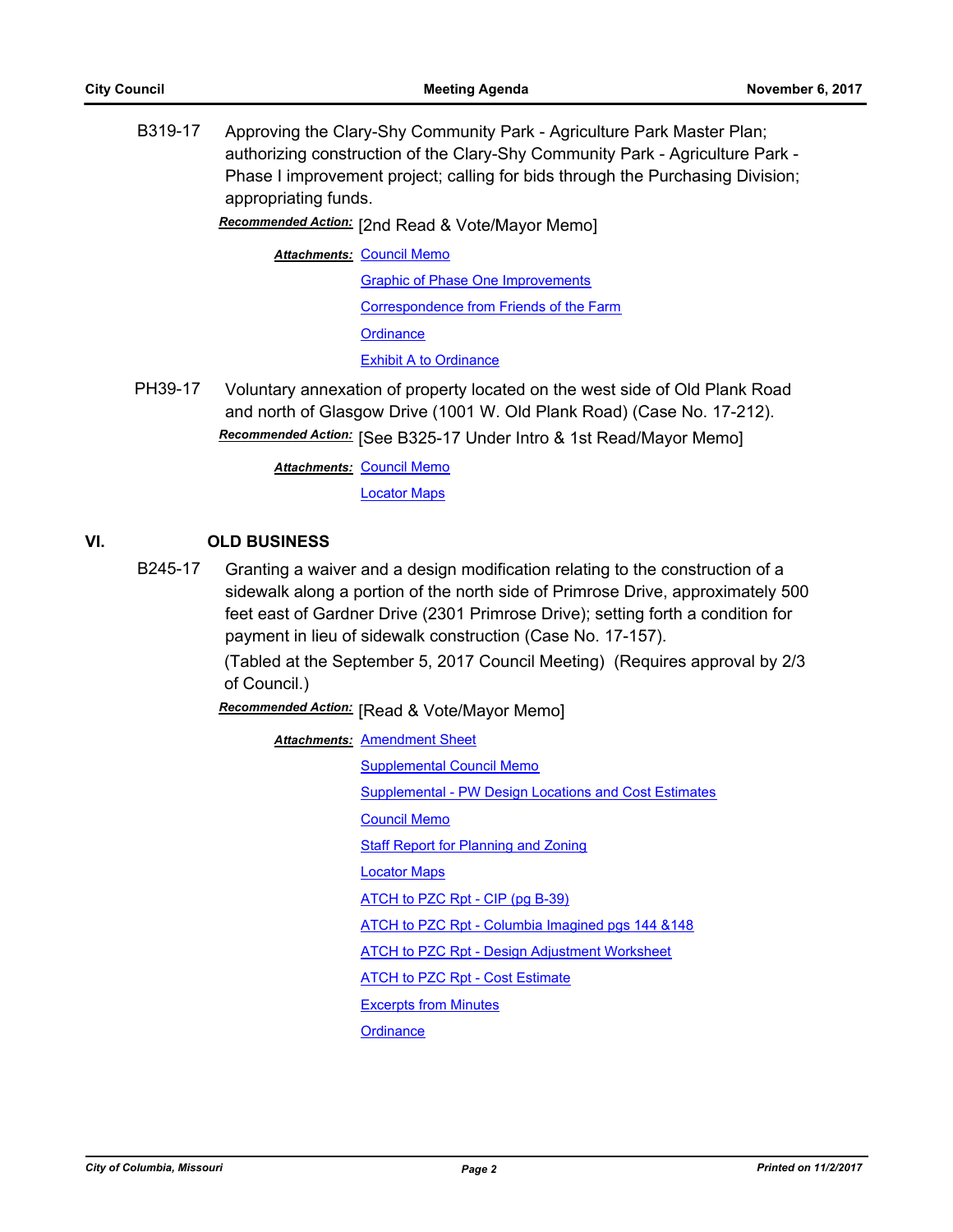B319-17 Approving the Clary-Shy Community Park - Agriculture Park Master Plan; authorizing construction of the Clary-Shy Community Park - Agriculture Park - Phase I improvement project; calling for bids through the Purchasing Division; appropriating funds.

***Recommended Action:*** [2nd Read & Vote/Mayor Memo]

***Attachments:*** Council Memo

Graphic of Phase One Improvements

Correspondence from Friends of the Farm

Ordinance

Exhibit A to Ordinance

PH39-17 Voluntary annexation of property located on the west side of Old Plank Road and north of Glasgow Drive (1001 W. Old Plank Road) (Case No. 17-212).

***Recommended Action:*** [See B325-17 Under Intro & 1st Read/Mayor Memo]

***Attachments:*** Council Memo

Locator Maps

## VI. OLD BUSINESS

B245-17 Granting a waiver and a design modification relating to the construction of a sidewalk along a portion of the north side of Primrose Drive, approximately 500 feet east of Gardner Drive (2301 Primrose Drive); setting forth a condition for payment in lieu of sidewalk construction (Case No. 17-157).

(Tabled at the September 5, 2017 Council Meeting) (Requires approval by 2/3 of Council.)

***Recommended Action:*** [Read & Vote/Mayor Memo]

***Attachments:*** Amendment Sheet

Supplemental Council Memo

Supplemental - PW Design Locations and Cost Estimates

Council Memo

Staff Report for Planning and Zoning

Locator Maps

ATCH to PZC Rpt - CIP (pg B-39)

ATCH to PZC Rpt - Columbia Imagined pgs 144 &148

ATCH to PZC Rpt - Design Adjustment Worksheet

ATCH to PZC Rpt - Cost Estimate

Excerpts from Minutes

Ordinance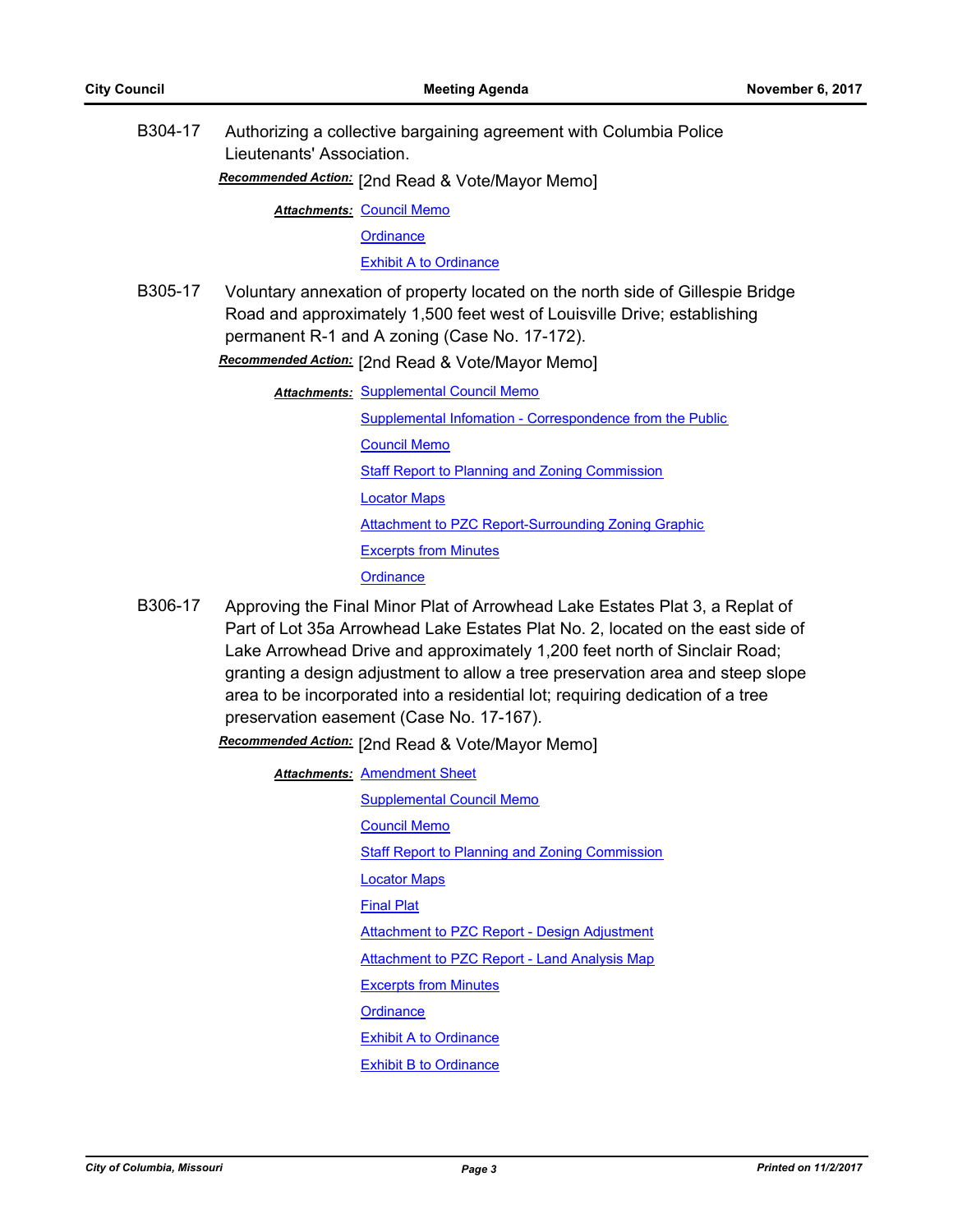B304-17 Authorizing a collective bargaining agreement with Columbia Police Lieutenants' Association.

***Recommended Action:*** [2nd Read & Vote/Mayor Memo]

***Attachments:*** Council Memo
Ordinance
Exhibit A to Ordinance

B305-17 Voluntary annexation of property located on the north side of Gillespie Bridge Road and approximately 1,500 feet west of Louisville Drive; establishing permanent R-1 and A zoning (Case No. 17-172).

***Recommended Action:*** [2nd Read & Vote/Mayor Memo]

***Attachments:*** Supplemental Council Memo
Supplemental Infomation - Correspondence from the Public
Council Memo
Staff Report to Planning and Zoning Commission
Locator Maps
Attachment to PZC Report-Surrounding Zoning Graphic
Excerpts from Minutes
Ordinance

B306-17 Approving the Final Minor Plat of Arrowhead Lake Estates Plat 3, a Replat of Part of Lot 35a Arrowhead Lake Estates Plat No. 2, located on the east side of Lake Arrowhead Drive and approximately 1,200 feet north of Sinclair Road; granting a design adjustment to allow a tree preservation area and steep slope area to be incorporated into a residential lot; requiring dedication of a tree preservation easement (Case No. 17-167).

***Recommended Action:*** [2nd Read & Vote/Mayor Memo]

***Attachments:*** Amendment Sheet
Supplemental Council Memo
Council Memo
Staff Report to Planning and Zoning Commission
Locator Maps
Final Plat
Attachment to PZC Report - Design Adjustment
Attachment to PZC Report - Land Analysis Map
Excerpts from Minutes
Ordinance
Exhibit A to Ordinance
Exhibit B to Ordinance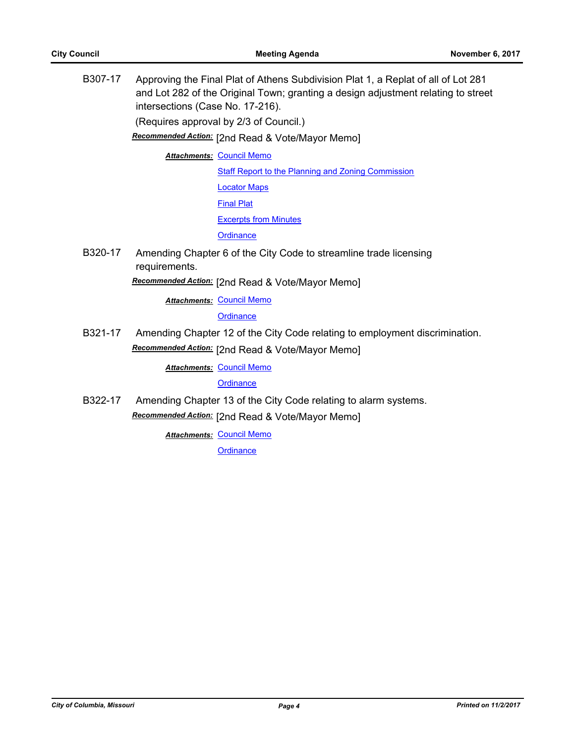B307-17 Approving the Final Plat of Athens Subdivision Plat 1, a Replat of all of Lot 281 and Lot 282 of the Original Town; granting a design adjustment relating to street intersections (Case No. 17-216).

(Requires approval by 2/3 of Council.)

***Recommended Action:*** [2nd Read & Vote/Mayor Memo]

***Attachments:*** Council Memo
Staff Report to the Planning and Zoning Commission
Locator Maps
Final Plat
Excerpts from Minutes
Ordinance

B320-17 Amending Chapter 6 of the City Code to streamline trade licensing requirements.

***Recommended Action:*** [2nd Read & Vote/Mayor Memo]

***Attachments:*** Council Memo
Ordinance

B321-17 Amending Chapter 12 of the City Code relating to employment discrimination.

***Recommended Action:*** [2nd Read & Vote/Mayor Memo]

***Attachments:*** Council Memo
Ordinance

B322-17 Amending Chapter 13 of the City Code relating to alarm systems.

***Recommended Action:*** [2nd Read & Vote/Mayor Memo]

***Attachments:*** Council Memo
Ordinance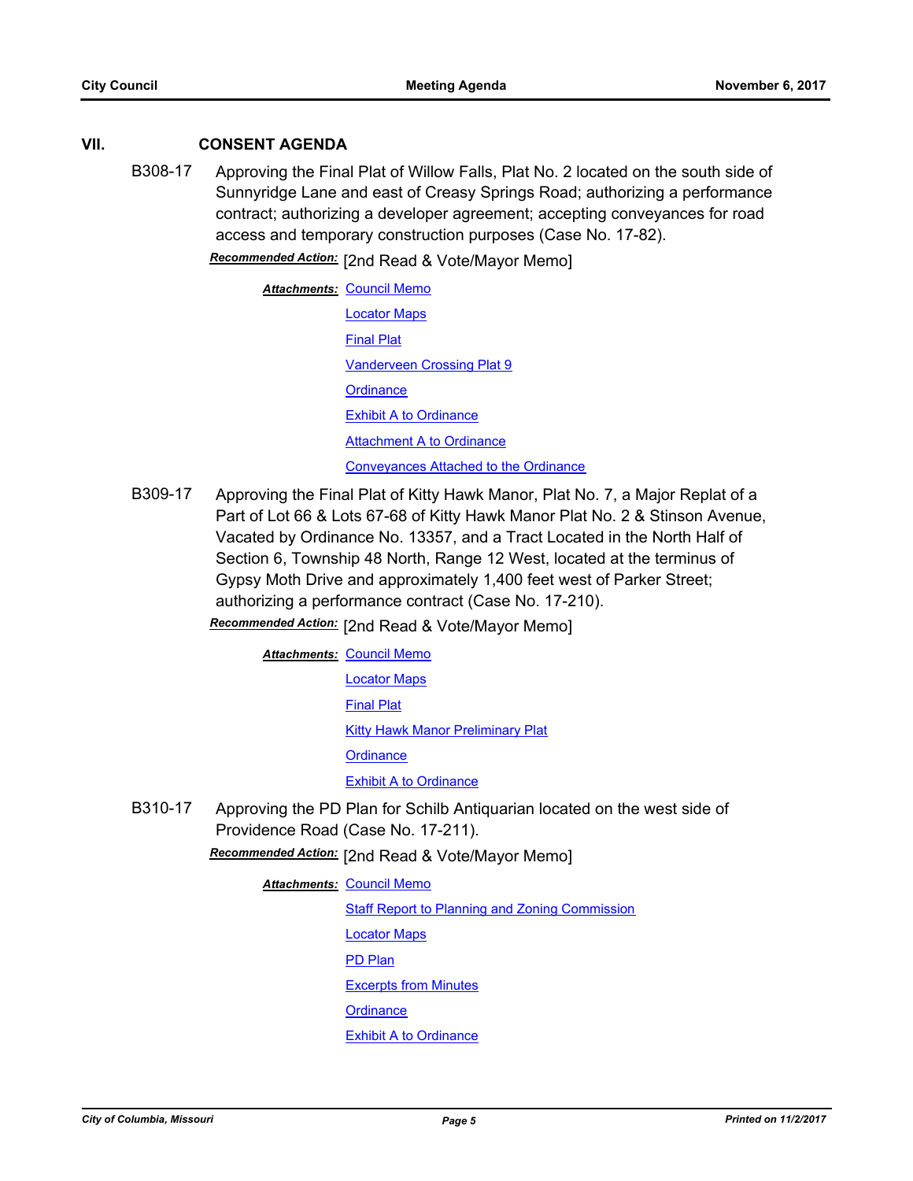## VII. CONSENT AGENDA

**B308-17** Approving the Final Plat of Willow Falls, Plat No. 2 located on the south side of Sunnyridge Lane and east of Creasy Springs Road; authorizing a performance contract; authorizing a developer agreement; accepting conveyances for road access and temporary construction purposes (Case No. 17-82).

***Recommended Action:*** [2nd Read & Vote/Mayor Memo]

***Attachments:*** Council Memo
Locator Maps
Final Plat
Vanderveen Crossing Plat 9
Ordinance
Exhibit A to Ordinance
Attachment A to Ordinance
Conveyances Attached to the Ordinance

**B309-17** Approving the Final Plat of Kitty Hawk Manor, Plat No. 7, a Major Replat of a Part of Lot 66 & Lots 67-68 of Kitty Hawk Manor Plat No. 2 & Stinson Avenue, Vacated by Ordinance No. 13357, and a Tract Located in the North Half of Section 6, Township 48 North, Range 12 West, located at the terminus of Gypsy Moth Drive and approximately 1,400 feet west of Parker Street; authorizing a performance contract (Case No. 17-210).

***Recommended Action:*** [2nd Read & Vote/Mayor Memo]

***Attachments:*** Council Memo
Locator Maps
Final Plat
Kitty Hawk Manor Preliminary Plat
Ordinance
Exhibit A to Ordinance

**B310-17** Approving the PD Plan for Schilb Antiquarian located on the west side of Providence Road (Case No. 17-211).

***Recommended Action:*** [2nd Read & Vote/Mayor Memo]

***Attachments:*** Council Memo
Staff Report to Planning and Zoning Commission
Locator Maps
PD Plan
Excerpts from Minutes
Ordinance
Exhibit A to Ordinance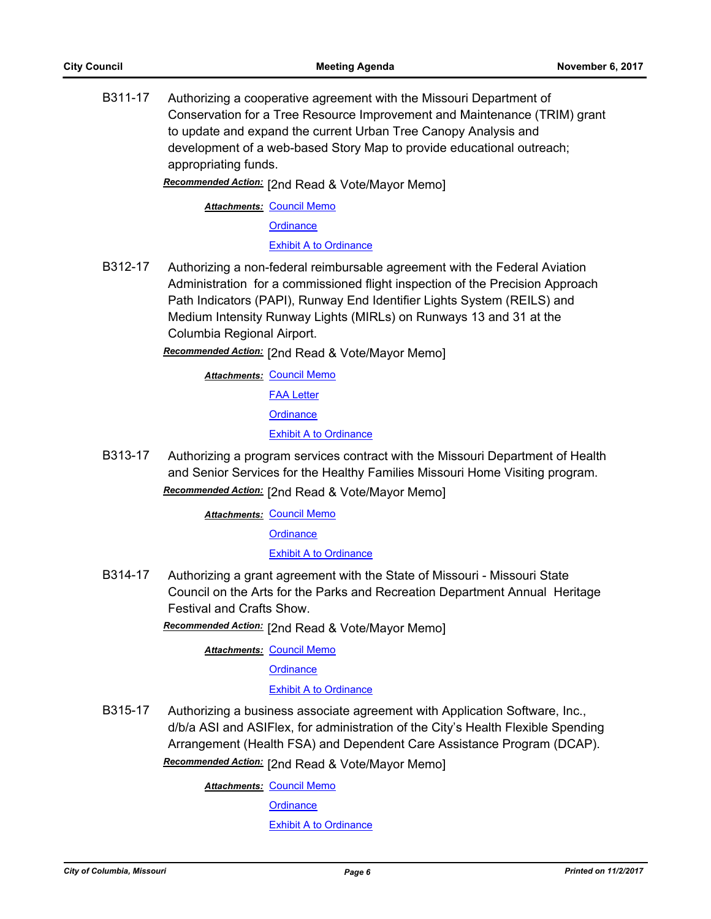**B311-17** Authorizing a cooperative agreement with the Missouri Department of Conservation for a Tree Resource Improvement and Maintenance (TRIM) grant to update and expand the current Urban Tree Canopy Analysis and development of a web-based Story Map to provide educational outreach; appropriating funds.

***Recommended Action:*** [2nd Read & Vote/Mayor Memo]

***Attachments:*** Council Memo
Ordinance
Exhibit A to Ordinance

**B312-17** Authorizing a non-federal reimbursable agreement with the Federal Aviation Administration for a commissioned flight inspection of the Precision Approach Path Indicators (PAPI), Runway End Identifier Lights System (REILS) and Medium Intensity Runway Lights (MIRLs) on Runways 13 and 31 at the Columbia Regional Airport.

***Recommended Action:*** [2nd Read & Vote/Mayor Memo]

***Attachments:*** Council Memo
FAA Letter
Ordinance
Exhibit A to Ordinance

**B313-17** Authorizing a program services contract with the Missouri Department of Health and Senior Services for the Healthy Families Missouri Home Visiting program.

***Recommended Action:*** [2nd Read & Vote/Mayor Memo]

***Attachments:*** Council Memo
Ordinance
Exhibit A to Ordinance

**B314-17** Authorizing a grant agreement with the State of Missouri - Missouri State Council on the Arts for the Parks and Recreation Department Annual Heritage Festival and Crafts Show.

***Recommended Action:*** [2nd Read & Vote/Mayor Memo]

***Attachments:*** Council Memo
Ordinance
Exhibit A to Ordinance

**B315-17** Authorizing a business associate agreement with Application Software, Inc., d/b/a ASI and ASIFlex, for administration of the City's Health Flexible Spending Arrangement (Health FSA) and Dependent Care Assistance Program (DCAP).

***Recommended Action:*** [2nd Read & Vote/Mayor Memo]

***Attachments:*** Council Memo
Ordinance
Exhibit A to Ordinance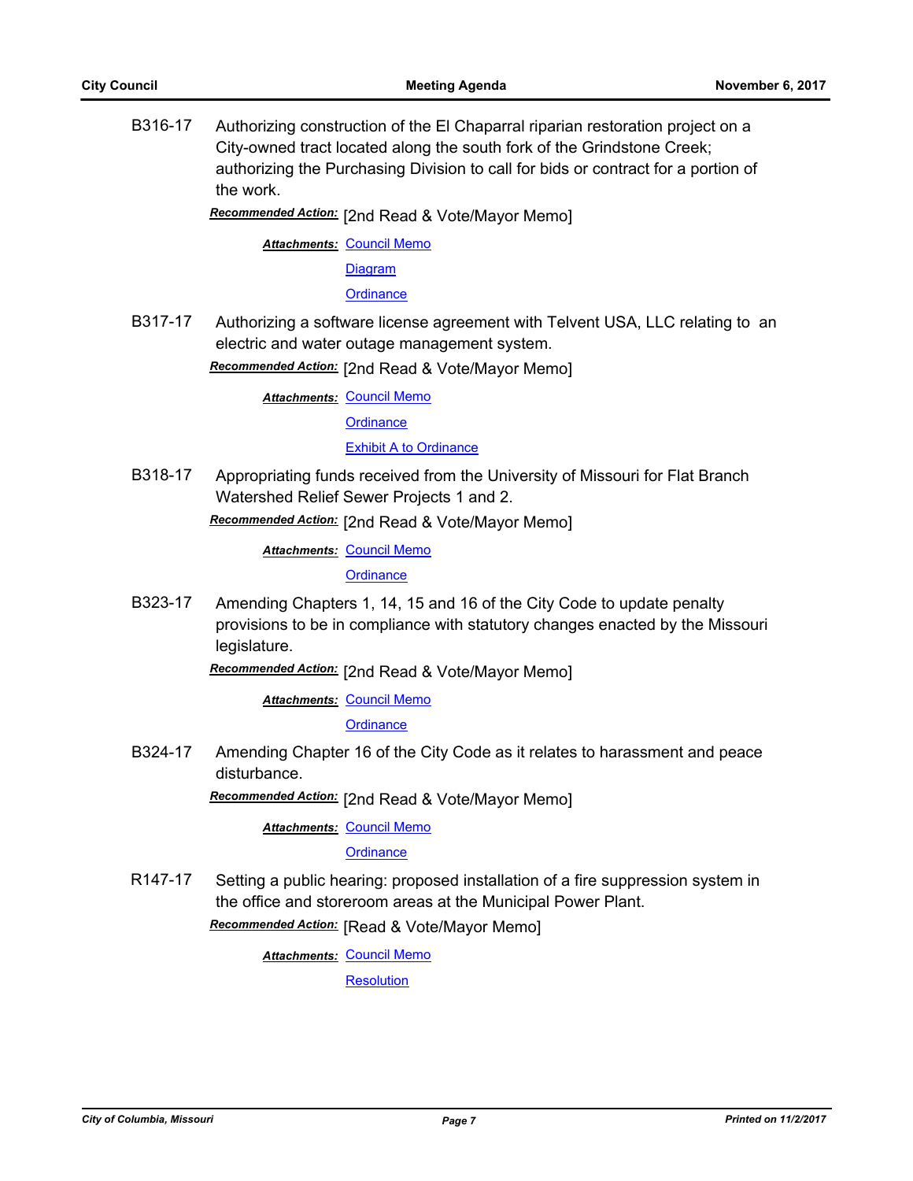B316-17 Authorizing construction of the El Chaparral riparian restoration project on a City-owned tract located along the south fork of the Grindstone Creek; authorizing the Purchasing Division to call for bids or contract for a portion of the work.

***Recommended Action:*** [2nd Read & Vote/Mayor Memo]

***Attachments:*** Council Memo
Diagram
Ordinance

B317-17 Authorizing a software license agreement with Telvent USA, LLC relating to an electric and water outage management system.

***Recommended Action:*** [2nd Read & Vote/Mayor Memo]

***Attachments:*** Council Memo
Ordinance
Exhibit A to Ordinance

B318-17 Appropriating funds received from the University of Missouri for Flat Branch Watershed Relief Sewer Projects 1 and 2.

***Recommended Action:*** [2nd Read & Vote/Mayor Memo]

***Attachments:*** Council Memo
Ordinance

B323-17 Amending Chapters 1, 14, 15 and 16 of the City Code to update penalty provisions to be in compliance with statutory changes enacted by the Missouri legislature.

***Recommended Action:*** [2nd Read & Vote/Mayor Memo]

***Attachments:*** Council Memo
Ordinance

B324-17 Amending Chapter 16 of the City Code as it relates to harassment and peace disturbance.

***Recommended Action:*** [2nd Read & Vote/Mayor Memo]

***Attachments:*** Council Memo
Ordinance

R147-17 Setting a public hearing: proposed installation of a fire suppression system in the office and storeroom areas at the Municipal Power Plant.

***Recommended Action:*** [Read & Vote/Mayor Memo]

***Attachments:*** Council Memo
Resolution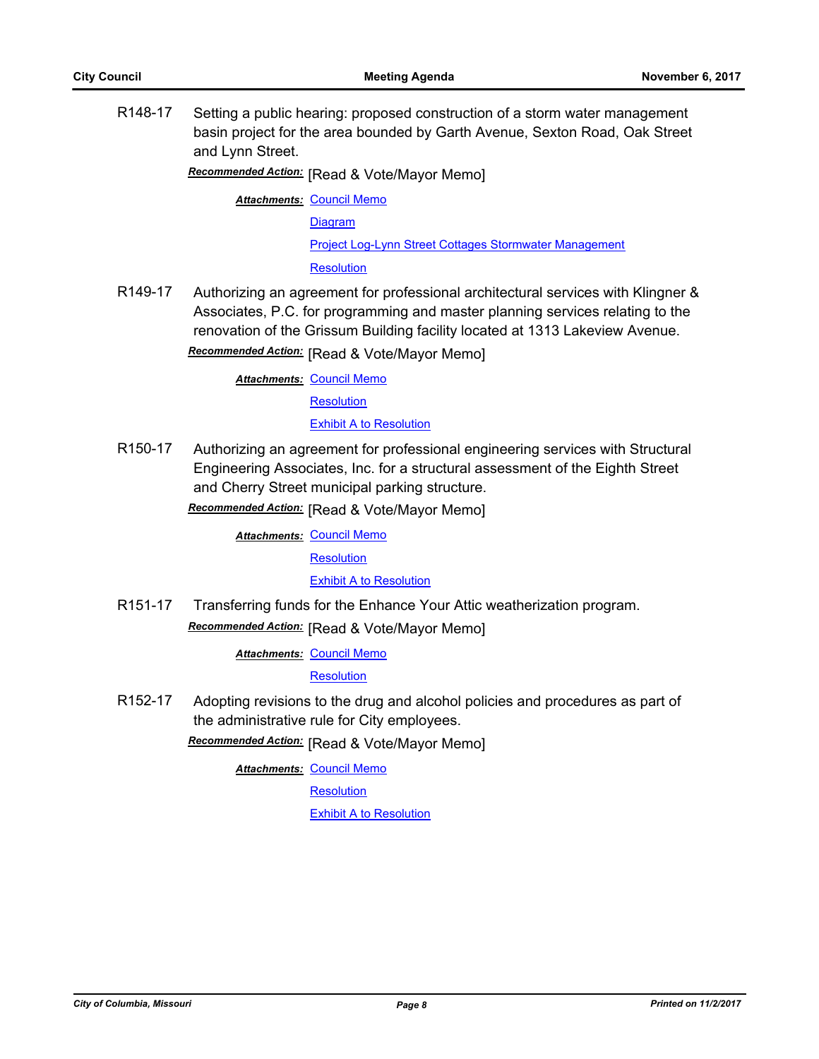**R148-17** Setting a public hearing: proposed construction of a storm water management basin project for the area bounded by Garth Avenue, Sexton Road, Oak Street and Lynn Street.

***Recommended Action:*** [Read & Vote/Mayor Memo]

***Attachments:*** Council Memo
Diagram
Project Log-Lynn Street Cottages Stormwater Management
Resolution

**R149-17** Authorizing an agreement for professional architectural services with Klingner & Associates, P.C. for programming and master planning services relating to the renovation of the Grissum Building facility located at 1313 Lakeview Avenue.

***Recommended Action:*** [Read & Vote/Mayor Memo]

***Attachments:*** Council Memo
Resolution
Exhibit A to Resolution

**R150-17** Authorizing an agreement for professional engineering services with Structural Engineering Associates, Inc. for a structural assessment of the Eighth Street and Cherry Street municipal parking structure.

***Recommended Action:*** [Read & Vote/Mayor Memo]

***Attachments:*** Council Memo
Resolution
Exhibit A to Resolution

**R151-17** Transferring funds for the Enhance Your Attic weatherization program.

***Recommended Action:*** [Read & Vote/Mayor Memo]

***Attachments:*** Council Memo
Resolution

**R152-17** Adopting revisions to the drug and alcohol policies and procedures as part of the administrative rule for City employees.

***Recommended Action:*** [Read & Vote/Mayor Memo]

***Attachments:*** Council Memo
Resolution
Exhibit A to Resolution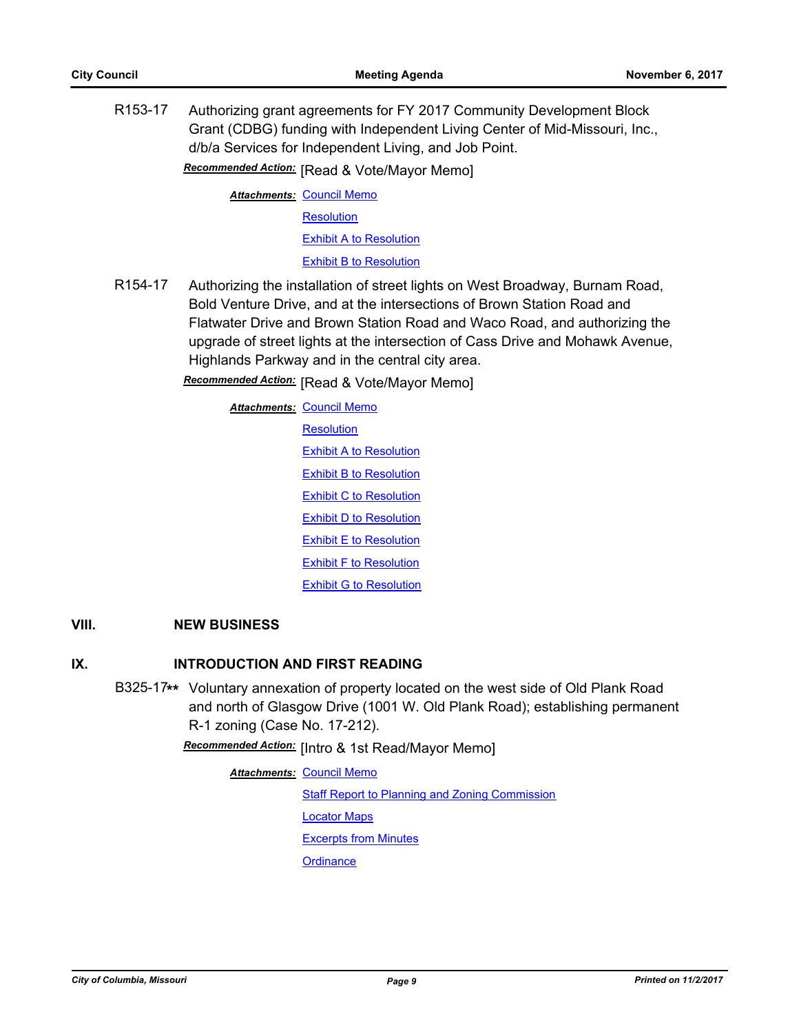R153-17 Authorizing grant agreements for FY 2017 Community Development Block Grant (CDBG) funding with Independent Living Center of Mid-Missouri, Inc., d/b/a Services for Independent Living, and Job Point.

***Recommended Action:*** [Read & Vote/Mayor Memo]

***Attachments:*** Council Memo
Resolution
Exhibit A to Resolution
Exhibit B to Resolution

R154-17 Authorizing the installation of street lights on West Broadway, Burnam Road, Bold Venture Drive, and at the intersections of Brown Station Road and Flatwater Drive and Brown Station Road and Waco Road, and authorizing the upgrade of street lights at the intersection of Cass Drive and Mohawk Avenue, Highlands Parkway and in the central city area.

***Recommended Action:*** [Read & Vote/Mayor Memo]

***Attachments:*** Council Memo
Resolution
Exhibit A to Resolution
Exhibit B to Resolution
Exhibit C to Resolution
Exhibit D to Resolution
Exhibit E to Resolution
Exhibit F to Resolution
Exhibit G to Resolution

## VIII. NEW BUSINESS

## IX. INTRODUCTION AND FIRST READING

B325-17** Voluntary annexation of property located on the west side of Old Plank Road and north of Glasgow Drive (1001 W. Old Plank Road); establishing permanent R-1 zoning (Case No. 17-212).

***Recommended Action:*** [Intro & 1st Read/Mayor Memo]

***Attachments:*** Council Memo
Staff Report to Planning and Zoning Commission
Locator Maps
Excerpts from Minutes
Ordinance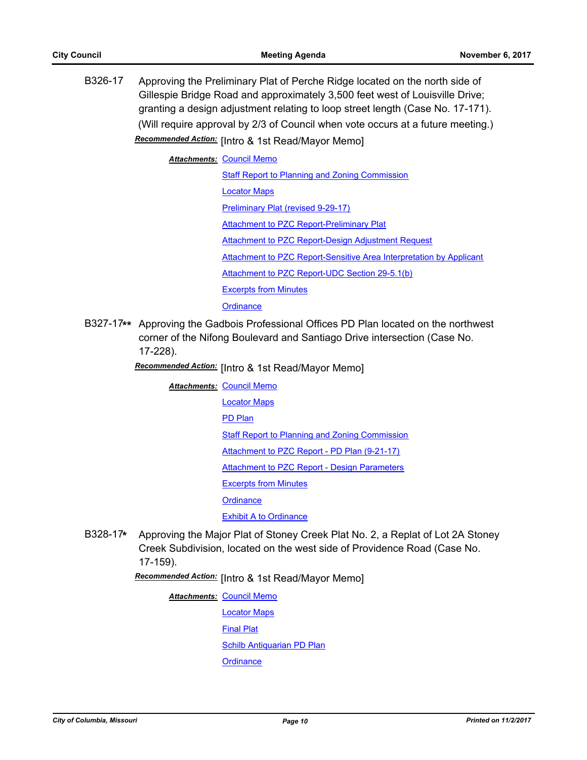B326-17 Approving the Preliminary Plat of Perche Ridge located on the north side of Gillespie Bridge Road and approximately 3,500 feet west of Louisville Drive; granting a design adjustment relating to loop street length (Case No. 17-171). (Will require approval by 2/3 of Council when vote occurs at a future meeting.)

***Recommended Action:*** [Intro & 1st Read/Mayor Memo]

***Attachments:*** Council Memo
Staff Report to Planning and Zoning Commission
Locator Maps
Preliminary Plat (revised 9-29-17)
Attachment to PZC Report-Preliminary Plat
Attachment to PZC Report-Design Adjustment Request
Attachment to PZC Report-Sensitive Area Interpretation by Applicant
Attachment to PZC Report-UDC Section 29-5.1(b)
Excerpts from Minutes
Ordinance

B327-17** Approving the Gadbois Professional Offices PD Plan located on the northwest corner of the Nifong Boulevard and Santiago Drive intersection (Case No. 17-228).

***Recommended Action:*** [Intro & 1st Read/Mayor Memo]

***Attachments:*** Council Memo
Locator Maps
PD Plan
Staff Report to Planning and Zoning Commission
Attachment to PZC Report - PD Plan (9-21-17)
Attachment to PZC Report - Design Parameters
Excerpts from Minutes
Ordinance
Exhibit A to Ordinance

B328-17* Approving the Major Plat of Stoney Creek Plat No. 2, a Replat of Lot 2A Stoney Creek Subdivision, located on the west side of Providence Road (Case No. 17-159).

***Recommended Action:*** [Intro & 1st Read/Mayor Memo]

***Attachments:*** Council Memo
Locator Maps
Final Plat
Schilb Antiquarian PD Plan
Ordinance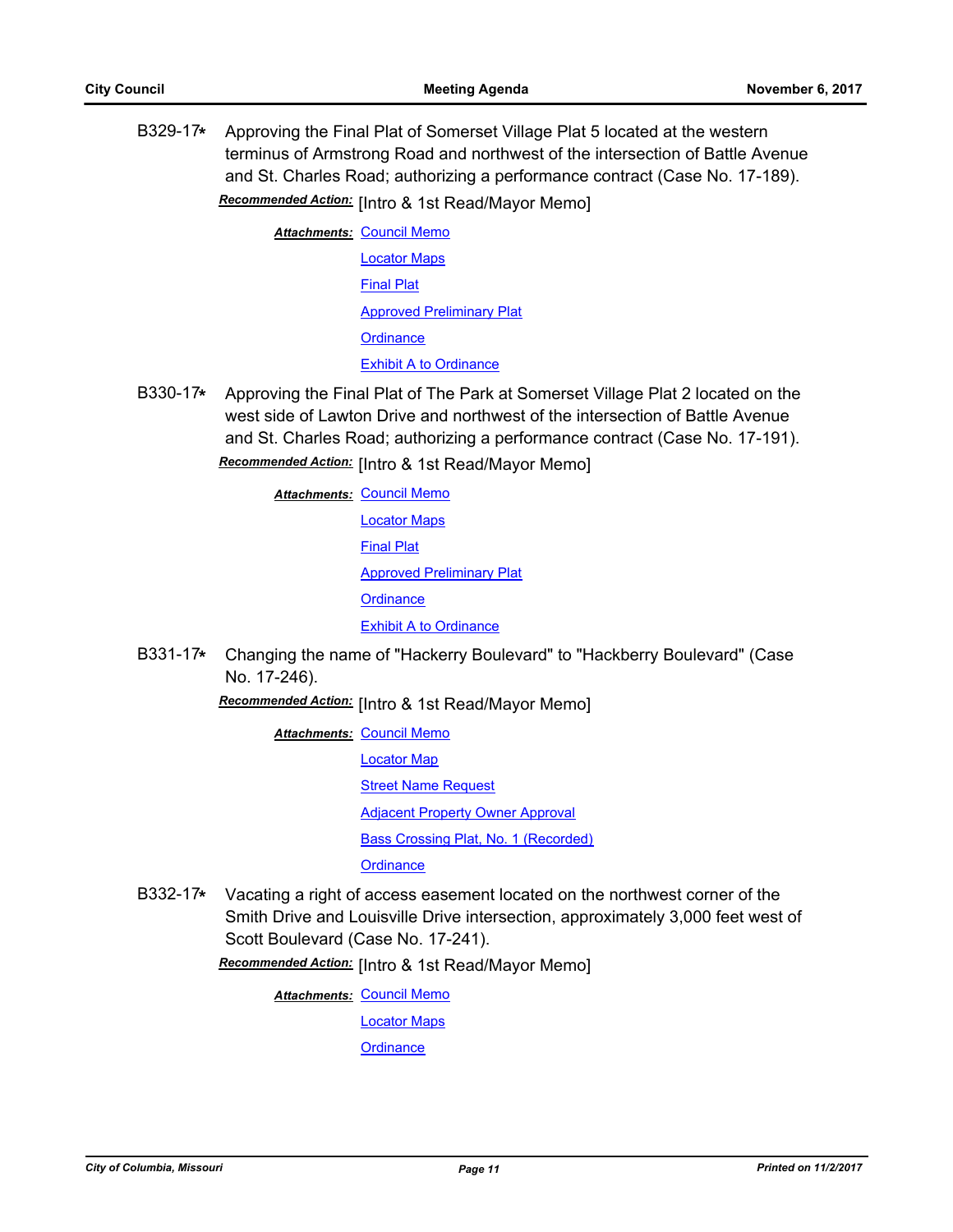**B329-17*** Approving the Final Plat of Somerset Village Plat 5 located at the western terminus of Armstrong Road and northwest of the intersection of Battle Avenue and St. Charles Road; authorizing a performance contract (Case No. 17-189).

***Recommended Action:*** [Intro & 1st Read/Mayor Memo]

***Attachments:*** Council Memo
Locator Maps
Final Plat
Approved Preliminary Plat
Ordinance
Exhibit A to Ordinance

**B330-17*** Approving the Final Plat of The Park at Somerset Village Plat 2 located on the west side of Lawton Drive and northwest of the intersection of Battle Avenue and St. Charles Road; authorizing a performance contract (Case No. 17-191).

***Recommended Action:*** [Intro & 1st Read/Mayor Memo]

***Attachments:*** Council Memo
Locator Maps
Final Plat
Approved Preliminary Plat
Ordinance
Exhibit A to Ordinance

**B331-17*** Changing the name of "Hackerry Boulevard" to "Hackberry Boulevard" (Case No. 17-246).

***Recommended Action:*** [Intro & 1st Read/Mayor Memo]

***Attachments:*** Council Memo
Locator Map
Street Name Request
Adjacent Property Owner Approval
Bass Crossing Plat, No. 1 (Recorded)
Ordinance

**B332-17*** Vacating a right of access easement located on the northwest corner of the Smith Drive and Louisville Drive intersection, approximately 3,000 feet west of Scott Boulevard (Case No. 17-241).

***Recommended Action:*** [Intro & 1st Read/Mayor Memo]

***Attachments:*** Council Memo
Locator Maps
Ordinance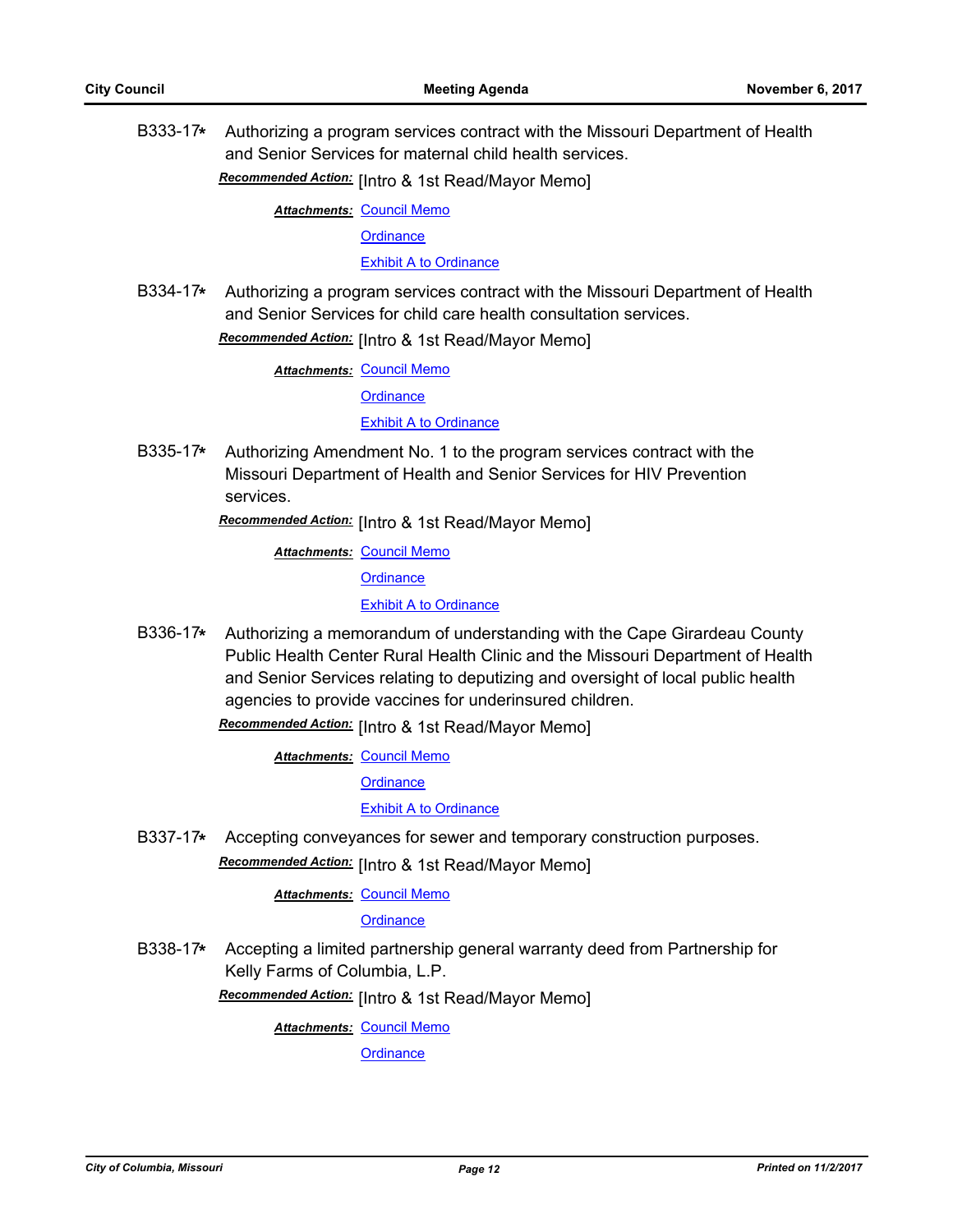B333-17* Authorizing a program services contract with the Missouri Department of Health and Senior Services for maternal child health services.

***Recommended Action:*** [Intro & 1st Read/Mayor Memo]

***Attachments:*** Council Memo

Ordinance

Exhibit A to Ordinance

B334-17* Authorizing a program services contract with the Missouri Department of Health and Senior Services for child care health consultation services.

***Recommended Action:*** [Intro & 1st Read/Mayor Memo]

***Attachments:*** Council Memo

Ordinance

Exhibit A to Ordinance

B335-17* Authorizing Amendment No. 1 to the program services contract with the Missouri Department of Health and Senior Services for HIV Prevention services.

***Recommended Action:*** [Intro & 1st Read/Mayor Memo]

***Attachments:*** Council Memo

Ordinance

Exhibit A to Ordinance

B336-17* Authorizing a memorandum of understanding with the Cape Girardeau County Public Health Center Rural Health Clinic and the Missouri Department of Health and Senior Services relating to deputizing and oversight of local public health agencies to provide vaccines for underinsured children.

***Recommended Action:*** [Intro & 1st Read/Mayor Memo]

***Attachments:*** Council Memo

Ordinance

Exhibit A to Ordinance

B337-17* Accepting conveyances for sewer and temporary construction purposes.

***Recommended Action:*** [Intro & 1st Read/Mayor Memo]

***Attachments:*** Council Memo

Ordinance

B338-17* Accepting a limited partnership general warranty deed from Partnership for Kelly Farms of Columbia, L.P.

***Recommended Action:*** [Intro & 1st Read/Mayor Memo]

***Attachments:*** Council Memo

Ordinance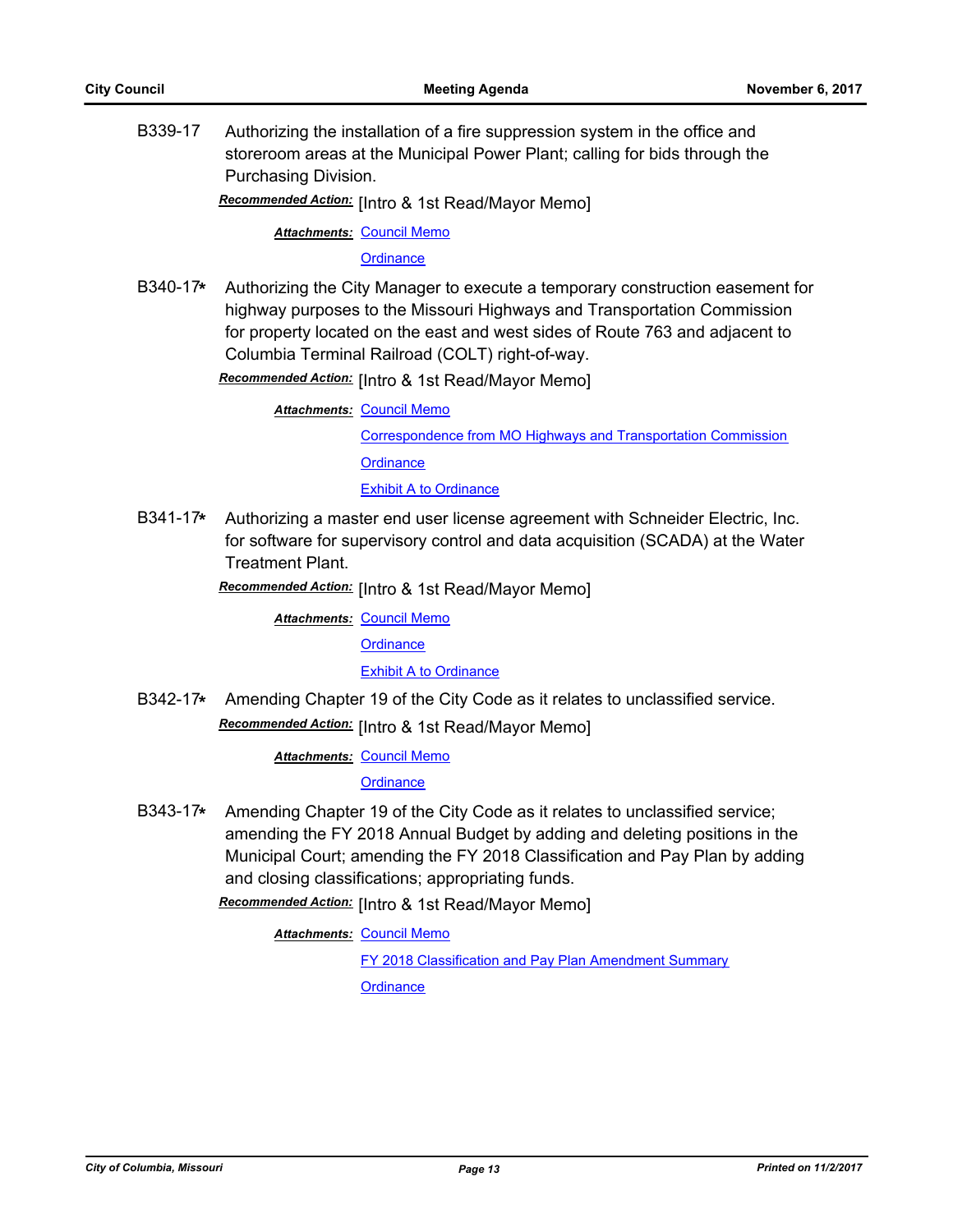B339-17 Authorizing the installation of a fire suppression system in the office and storeroom areas at the Municipal Power Plant; calling for bids through the Purchasing Division.

***Recommended Action:*** [Intro & 1st Read/Mayor Memo]

***Attachments:*** Council Memo

Ordinance

B340-17* Authorizing the City Manager to execute a temporary construction easement for highway purposes to the Missouri Highways and Transportation Commission for property located on the east and west sides of Route 763 and adjacent to Columbia Terminal Railroad (COLT) right-of-way.

***Recommended Action:*** [Intro & 1st Read/Mayor Memo]

***Attachments:*** Council Memo

Correspondence from MO Highways and Transportation Commission

Ordinance

Exhibit A to Ordinance

B341-17* Authorizing a master end user license agreement with Schneider Electric, Inc. for software for supervisory control and data acquisition (SCADA) at the Water Treatment Plant.

***Recommended Action:*** [Intro & 1st Read/Mayor Memo]

***Attachments:*** Council Memo

Ordinance

Exhibit A to Ordinance

B342-17* Amending Chapter 19 of the City Code as it relates to unclassified service.

***Recommended Action:*** [Intro & 1st Read/Mayor Memo]

***Attachments:*** Council Memo

Ordinance

B343-17* Amending Chapter 19 of the City Code as it relates to unclassified service; amending the FY 2018 Annual Budget by adding and deleting positions in the Municipal Court; amending the FY 2018 Classification and Pay Plan by adding and closing classifications; appropriating funds.

***Recommended Action:*** [Intro & 1st Read/Mayor Memo]

***Attachments:*** Council Memo

FY 2018 Classification and Pay Plan Amendment Summary

Ordinance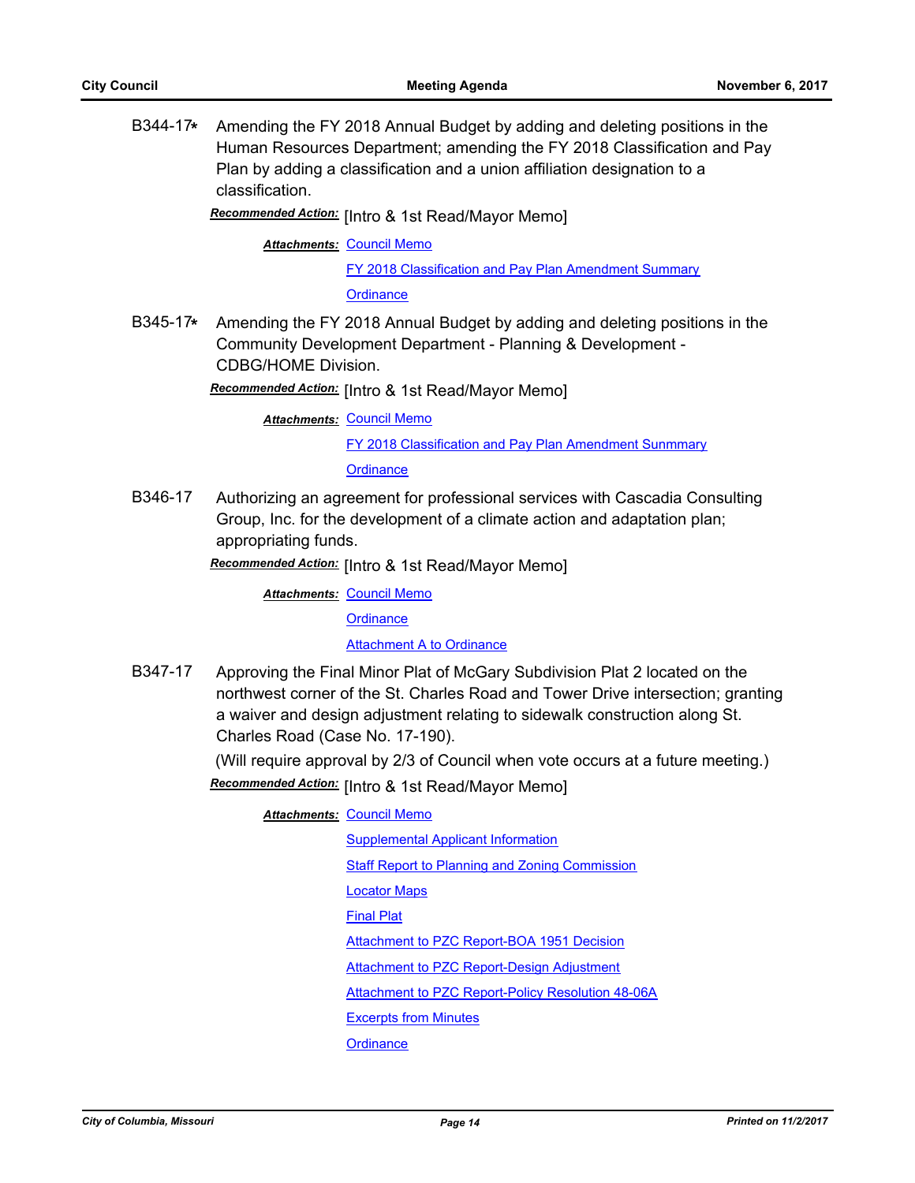B344-17* Amending the FY 2018 Annual Budget by adding and deleting positions in the Human Resources Department; amending the FY 2018 Classification and Pay Plan by adding a classification and a union affiliation designation to a classification.

***Recommended Action:*** [Intro & 1st Read/Mayor Memo]

***Attachments:*** Council Memo
FY 2018 Classification and Pay Plan Amendment Summary
Ordinance

B345-17* Amending the FY 2018 Annual Budget by adding and deleting positions in the Community Development Department - Planning & Development - CDBG/HOME Division.

***Recommended Action:*** [Intro & 1st Read/Mayor Memo]

***Attachments:*** Council Memo
FY 2018 Classification and Pay Plan Amendment Sunmmary
Ordinance

B346-17 Authorizing an agreement for professional services with Cascadia Consulting Group, Inc. for the development of a climate action and adaptation plan; appropriating funds.

***Recommended Action:*** [Intro & 1st Read/Mayor Memo]

***Attachments:*** Council Memo
Ordinance
Attachment A to Ordinance

B347-17 Approving the Final Minor Plat of McGary Subdivision Plat 2 located on the northwest corner of the St. Charles Road and Tower Drive intersection; granting a waiver and design adjustment relating to sidewalk construction along St. Charles Road (Case No. 17-190).

(Will require approval by 2/3 of Council when vote occurs at a future meeting.)

***Recommended Action:*** [Intro & 1st Read/Mayor Memo]

***Attachments:*** Council Memo
Supplemental Applicant Information
Staff Report to Planning and Zoning Commission
Locator Maps
Final Plat
Attachment to PZC Report-BOA 1951 Decision
Attachment to PZC Report-Design Adjustment
Attachment to PZC Report-Policy Resolution 48-06A
Excerpts from Minutes
Ordinance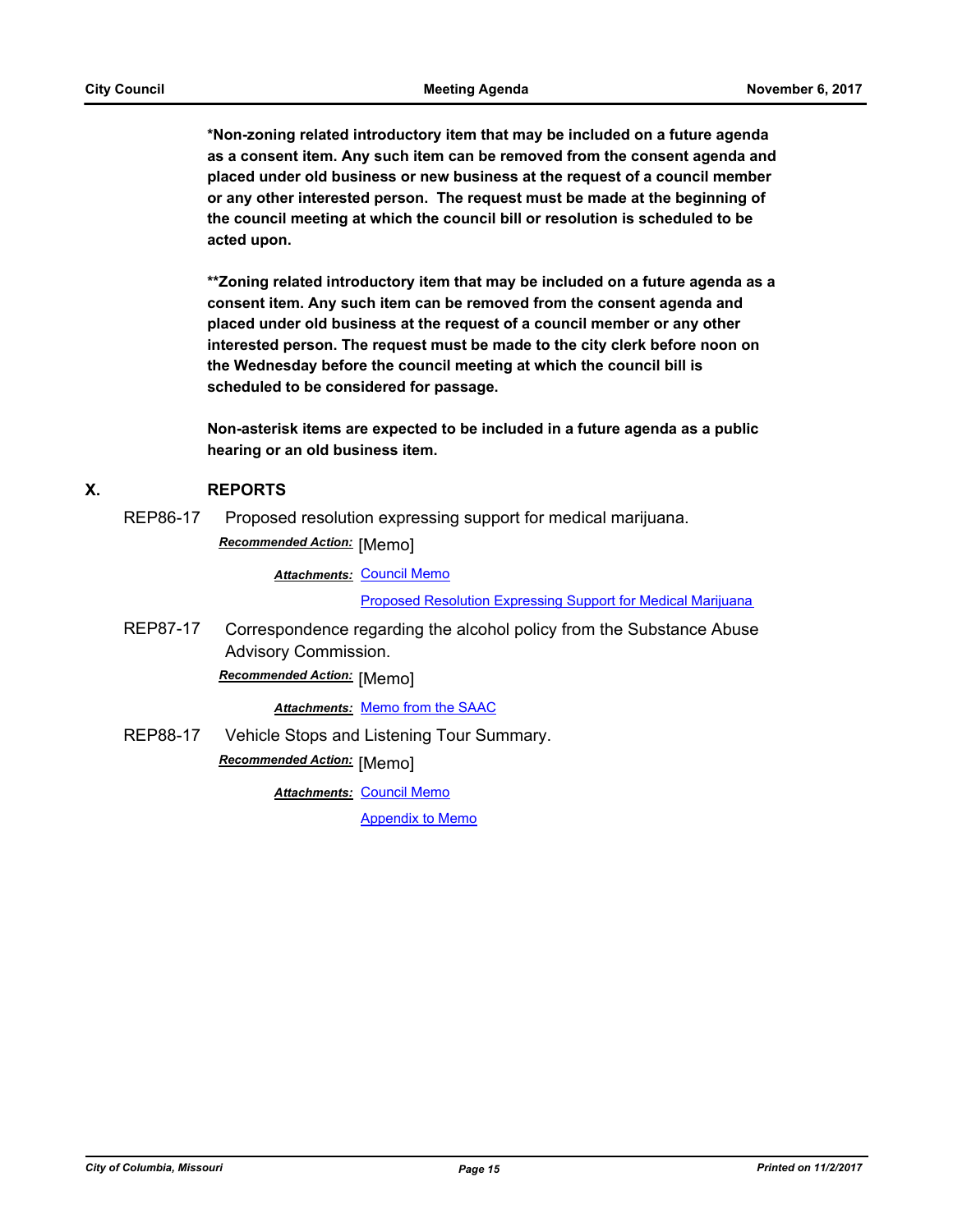**\*Non-zoning related introductory item that may be included on a future agenda as a consent item. Any such item can be removed from the consent agenda and placed under old business or new business at the request of a council member or any other interested person. The request must be made at the beginning of the council meeting at which the council bill or resolution is scheduled to be acted upon.**

**\*\*Zoning related introductory item that may be included on a future agenda as a consent item. Any such item can be removed from the consent agenda and placed under old business at the request of a council member or any other interested person. The request must be made to the city clerk before noon on the Wednesday before the council meeting at which the council bill is scheduled to be considered for passage.**

**Non-asterisk items are expected to be included in a future agenda as a public hearing or an old business item.**

## X. REPORTS

REP86-17 Proposed resolution expressing support for medical marijuana.

***Recommended Action:*** [Memo]

***Attachments:*** Council Memo

Proposed Resolution Expressing Support for Medical Marijuana

REP87-17 Correspondence regarding the alcohol policy from the Substance Abuse Advisory Commission.

***Recommended Action:*** [Memo]

***Attachments:*** Memo from the SAAC

REP88-17 Vehicle Stops and Listening Tour Summary.

***Recommended Action:*** [Memo]

***Attachments:*** Council Memo

Appendix to Memo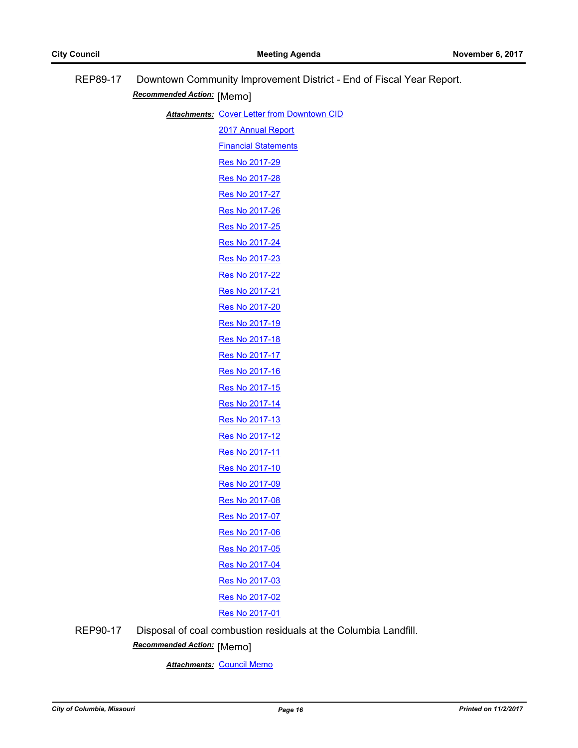REP89-17 Downtown Community Improvement District - End of Fiscal Year Report.

***Recommended Action:*** [Memo]

***Attachments:*** Cover Letter from Downtown CID
2017 Annual Report
Financial Statements
Res No 2017-29
Res No 2017-28
Res No 2017-27
Res No 2017-26
Res No 2017-25
Res No 2017-24
Res No 2017-23
Res No 2017-22
Res No 2017-21
Res No 2017-20
Res No 2017-19
Res No 2017-18
Res No 2017-17
Res No 2017-16
Res No 2017-15
Res No 2017-14
Res No 2017-13
Res No 2017-12
Res No 2017-11
Res No 2017-10
Res No 2017-09
Res No 2017-08
Res No 2017-07
Res No 2017-06
Res No 2017-05
Res No 2017-04
Res No 2017-03
Res No 2017-02
Res No 2017-01

REP90-17 Disposal of coal combustion residuals at the Columbia Landfill.

***Recommended Action:*** [Memo]

***Attachments:*** Council Memo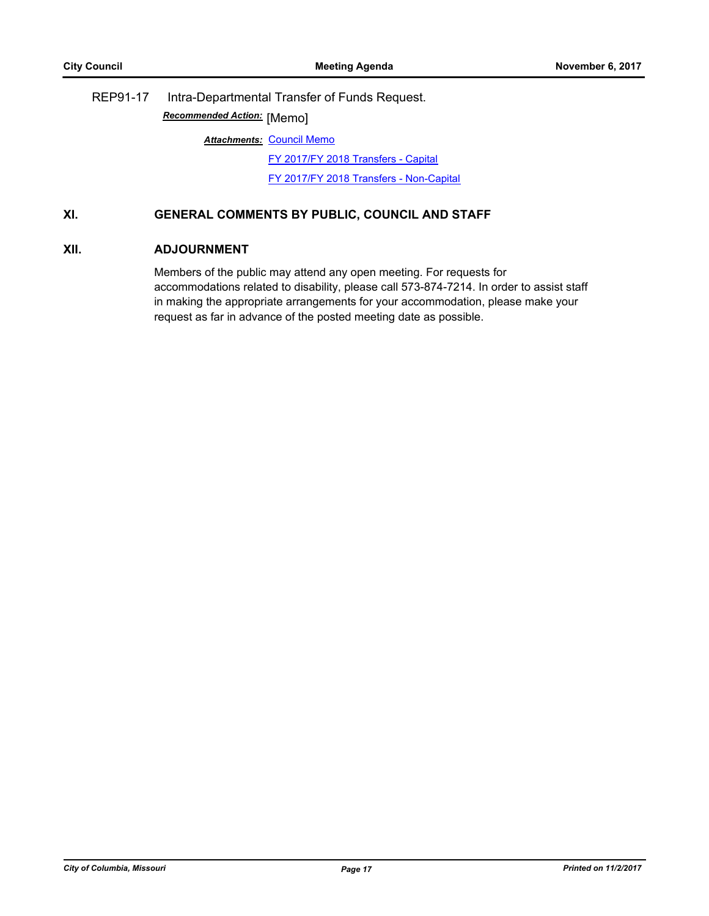REP91-17 Intra-Departmental Transfer of Funds Request.

***Recommended Action:*** [Memo]

***Attachments:*** Council Memo

FY 2017/FY 2018 Transfers - Capital

FY 2017/FY 2018 Transfers - Non-Capital

## XI. GENERAL COMMENTS BY PUBLIC, COUNCIL AND STAFF

## XII. ADJOURNMENT

Members of the public may attend any open meeting. For requests for accommodations related to disability, please call 573-874-7214. In order to assist staff in making the appropriate arrangements for your accommodation, please make your request as far in advance of the posted meeting date as possible.